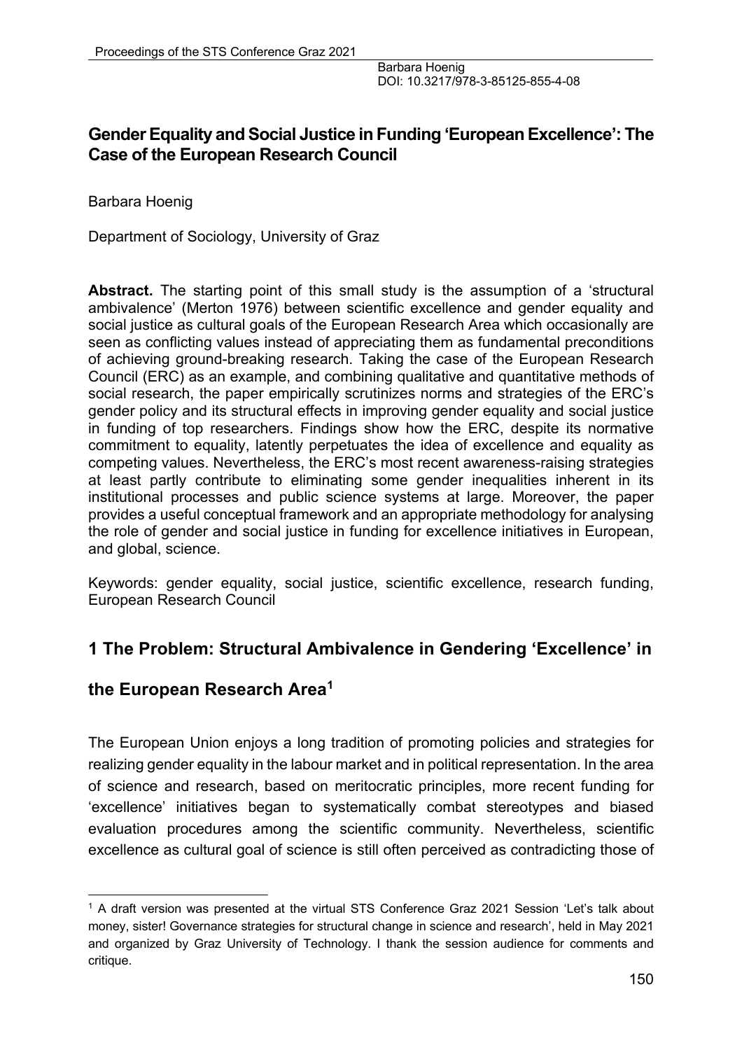Barbara Hoenig
DOI: 10.3217/978-3-85125-855-4-08

# Gender Equality and Social Justice in Funding 'European Excellence': The Case of the European Research Council

Barbara Hoenig

Department of Sociology, University of Graz

**Abstract.** The starting point of this small study is the assumption of a 'structural ambivalence' (Merton 1976) between scientific excellence and gender equality and social justice as cultural goals of the European Research Area which occasionally are seen as conflicting values instead of appreciating them as fundamental preconditions of achieving ground-breaking research. Taking the case of the European Research Council (ERC) as an example, and combining qualitative and quantitative methods of social research, the paper empirically scrutinizes norms and strategies of the ERC's gender policy and its structural effects in improving gender equality and social justice in funding of top researchers. Findings show how the ERC, despite its normative commitment to equality, latently perpetuates the idea of excellence and equality as competing values. Nevertheless, the ERC's most recent awareness-raising strategies at least partly contribute to eliminating some gender inequalities inherent in its institutional processes and public science systems at large. Moreover, the paper provides a useful conceptual framework and an appropriate methodology for analysing the role of gender and social justice in funding for excellence initiatives in European, and global, science.

Keywords: gender equality, social justice, scientific excellence, research funding, European Research Council

## 1 The Problem: Structural Ambivalence in Gendering 'Excellence' in the European Research Area[1]

The European Union enjoys a long tradition of promoting policies and strategies for realizing gender equality in the labour market and in political representation. In the area of science and research, based on meritocratic principles, more recent funding for 'excellence' initiatives began to systematically combat stereotypes and biased evaluation procedures among the scientific community. Nevertheless, scientific excellence as cultural goal of science is still often perceived as contradicting those of

[1] A draft version was presented at the virtual STS Conference Graz 2021 Session 'Let's talk about money, sister! Governance strategies for structural change in science and research', held in May 2021 and organized by Graz University of Technology. I thank the session audience for comments and critique.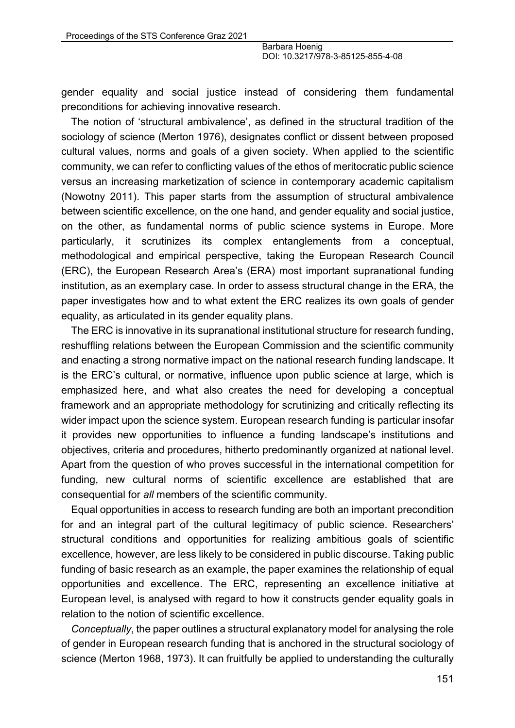gender equality and social justice instead of considering them fundamental preconditions for achieving innovative research.

The notion of 'structural ambivalence', as defined in the structural tradition of the sociology of science (Merton 1976), designates conflict or dissent between proposed cultural values, norms and goals of a given society. When applied to the scientific community, we can refer to conflicting values of the ethos of meritocratic public science versus an increasing marketization of science in contemporary academic capitalism (Nowotny 2011). This paper starts from the assumption of structural ambivalence between scientific excellence, on the one hand, and gender equality and social justice, on the other, as fundamental norms of public science systems in Europe. More particularly, it scrutinizes its complex entanglements from a conceptual, methodological and empirical perspective, taking the European Research Council (ERC), the European Research Area's (ERA) most important supranational funding institution, as an exemplary case. In order to assess structural change in the ERA, the paper investigates how and to what extent the ERC realizes its own goals of gender equality, as articulated in its gender equality plans.

The ERC is innovative in its supranational institutional structure for research funding, reshuffling relations between the European Commission and the scientific community and enacting a strong normative impact on the national research funding landscape. It is the ERC's cultural, or normative, influence upon public science at large, which is emphasized here, and what also creates the need for developing a conceptual framework and an appropriate methodology for scrutinizing and critically reflecting its wider impact upon the science system. European research funding is particular insofar it provides new opportunities to influence a funding landscape's institutions and objectives, criteria and procedures, hitherto predominantly organized at national level. Apart from the question of who proves successful in the international competition for funding, new cultural norms of scientific excellence are established that are consequential for *all* members of the scientific community.

Equal opportunities in access to research funding are both an important precondition for and an integral part of the cultural legitimacy of public science. Researchers' structural conditions and opportunities for realizing ambitious goals of scientific excellence, however, are less likely to be considered in public discourse. Taking public funding of basic research as an example, the paper examines the relationship of equal opportunities and excellence. The ERC, representing an excellence initiative at European level, is analysed with regard to how it constructs gender equality goals in relation to the notion of scientific excellence.

*Conceptually*, the paper outlines a structural explanatory model for analysing the role of gender in European research funding that is anchored in the structural sociology of science (Merton 1968, 1973). It can fruitfully be applied to understanding the culturally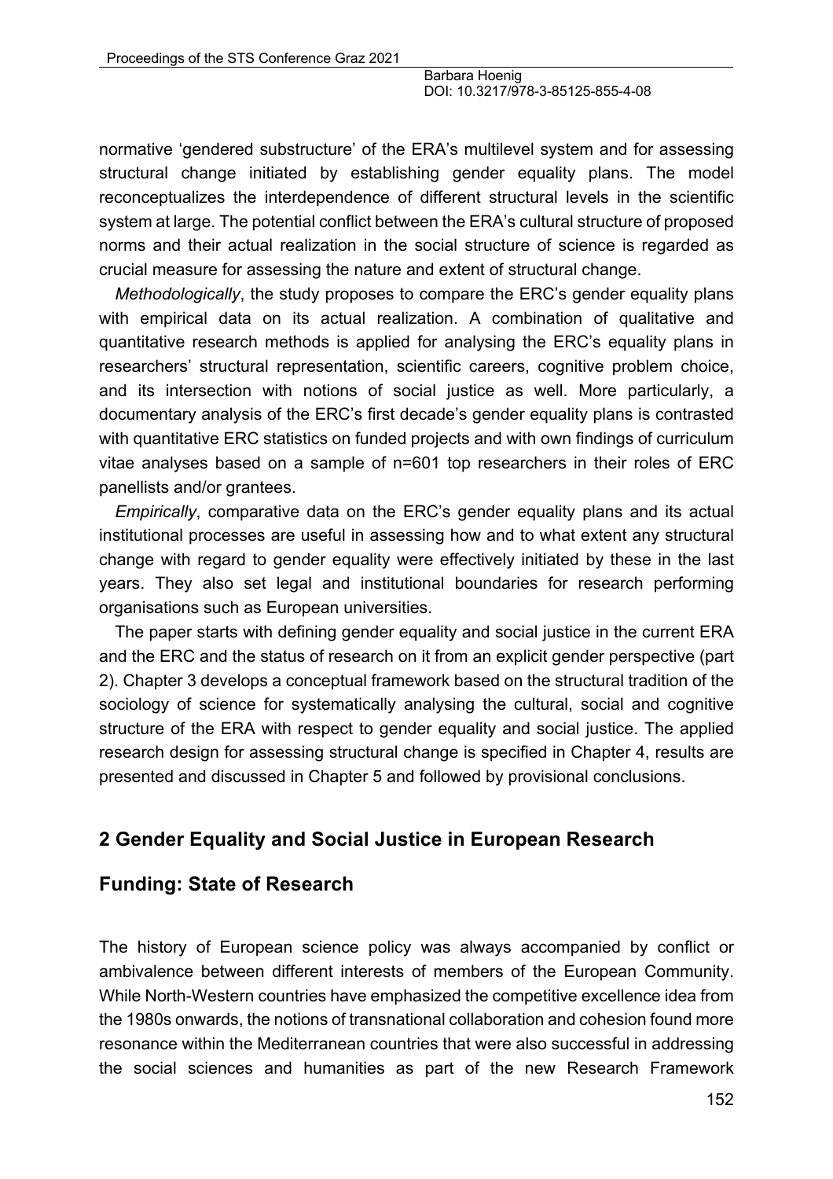normative 'gendered substructure' of the ERA's multilevel system and for assessing structural change initiated by establishing gender equality plans. The model reconceptualizes the interdependence of different structural levels in the scientific system at large. The potential conflict between the ERA's cultural structure of proposed norms and their actual realization in the social structure of science is regarded as crucial measure for assessing the nature and extent of structural change.

*Methodologically*, the study proposes to compare the ERC's gender equality plans with empirical data on its actual realization. A combination of qualitative and quantitative research methods is applied for analysing the ERC's equality plans in researchers' structural representation, scientific careers, cognitive problem choice, and its intersection with notions of social justice as well. More particularly, a documentary analysis of the ERC's first decade's gender equality plans is contrasted with quantitative ERC statistics on funded projects and with own findings of curriculum vitae analyses based on a sample of n=601 top researchers in their roles of ERC panellists and/or grantees.

*Empirically*, comparative data on the ERC's gender equality plans and its actual institutional processes are useful in assessing how and to what extent any structural change with regard to gender equality were effectively initiated by these in the last years. They also set legal and institutional boundaries for research performing organisations such as European universities.

The paper starts with defining gender equality and social justice in the current ERA and the ERC and the status of research on it from an explicit gender perspective (part 2). Chapter 3 develops a conceptual framework based on the structural tradition of the sociology of science for systematically analysing the cultural, social and cognitive structure of the ERA with respect to gender equality and social justice. The applied research design for assessing structural change is specified in Chapter 4, results are presented and discussed in Chapter 5 and followed by provisional conclusions.

## 2 Gender Equality and Social Justice in European Research Funding: State of Research

The history of European science policy was always accompanied by conflict or ambivalence between different interests of members of the European Community. While North-Western countries have emphasized the competitive excellence idea from the 1980s onwards, the notions of transnational collaboration and cohesion found more resonance within the Mediterranean countries that were also successful in addressing the social sciences and humanities as part of the new Research Framework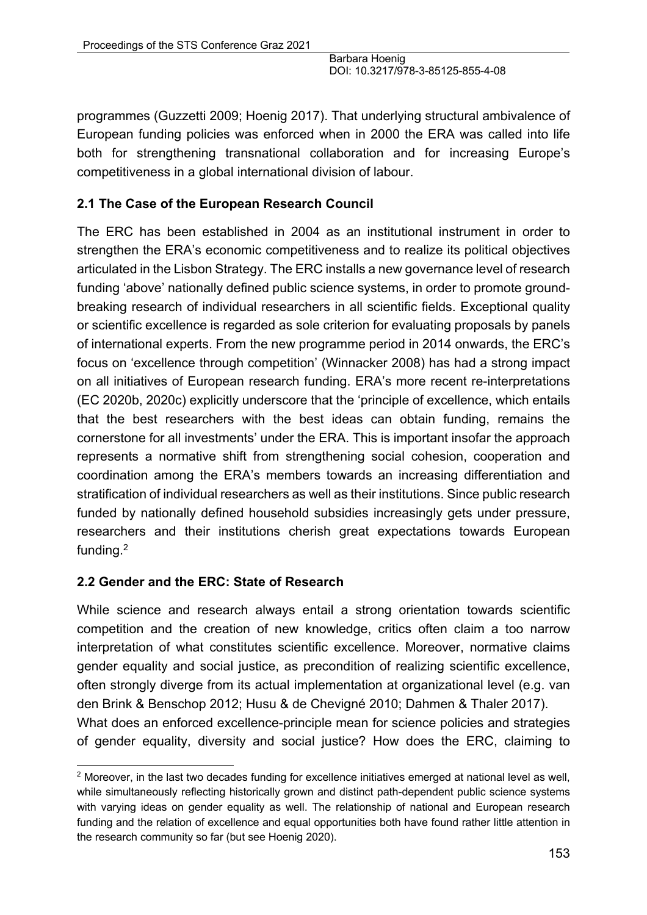programmes (Guzzetti 2009; Hoenig 2017). That underlying structural ambivalence of European funding policies was enforced when in 2000 the ERA was called into life both for strengthening transnational collaboration and for increasing Europe's competitiveness in a global international division of labour.

### 2.1 The Case of the European Research Council

The ERC has been established in 2004 as an institutional instrument in order to strengthen the ERA's economic competitiveness and to realize its political objectives articulated in the Lisbon Strategy. The ERC installs a new governance level of research funding 'above' nationally defined public science systems, in order to promote ground-breaking research of individual researchers in all scientific fields. Exceptional quality or scientific excellence is regarded as sole criterion for evaluating proposals by panels of international experts. From the new programme period in 2014 onwards, the ERC's focus on 'excellence through competition' (Winnacker 2008) has had a strong impact on all initiatives of European research funding. ERA's more recent re-interpretations (EC 2020b, 2020c) explicitly underscore that the 'principle of excellence, which entails that the best researchers with the best ideas can obtain funding, remains the cornerstone for all investments' under the ERA. This is important insofar the approach represents a normative shift from strengthening social cohesion, cooperation and coordination among the ERA's members towards an increasing differentiation and stratification of individual researchers as well as their institutions. Since public research funded by nationally defined household subsidies increasingly gets under pressure, researchers and their institutions cherish great expectations towards European funding.[2]

### 2.2 Gender and the ERC: State of Research

While science and research always entail a strong orientation towards scientific competition and the creation of new knowledge, critics often claim a too narrow interpretation of what constitutes scientific excellence. Moreover, normative claims gender equality and social justice, as precondition of realizing scientific excellence, often strongly diverge from its actual implementation at organizational level (e.g. van den Brink & Benschop 2012; Husu & de Chevigné 2010; Dahmen & Thaler 2017).

What does an enforced excellence-principle mean for science policies and strategies of gender equality, diversity and social justice? How does the ERC, claiming to

[2] Moreover, in the last two decades funding for excellence initiatives emerged at national level as well, while simultaneously reflecting historically grown and distinct path-dependent public science systems with varying ideas on gender equality as well. The relationship of national and European research funding and the relation of excellence and equal opportunities both have found rather little attention in the research community so far (but see Hoenig 2020).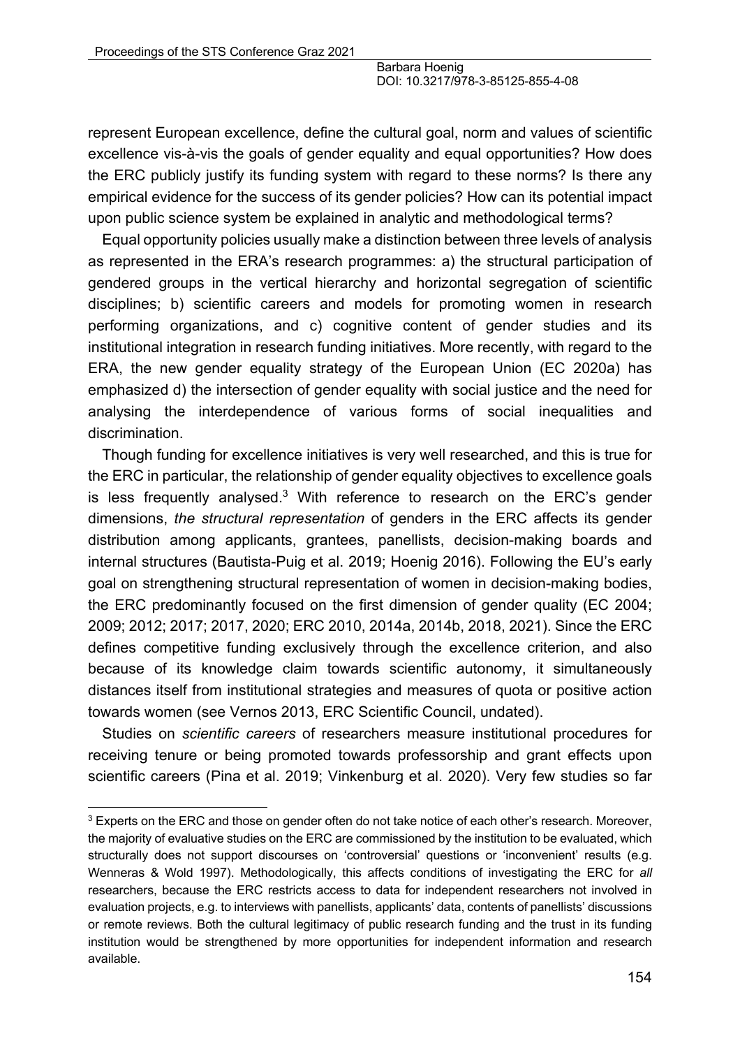represent European excellence, define the cultural goal, norm and values of scientific excellence vis-à-vis the goals of gender equality and equal opportunities? How does the ERC publicly justify its funding system with regard to these norms? Is there any empirical evidence for the success of its gender policies? How can its potential impact upon public science system be explained in analytic and methodological terms?

Equal opportunity policies usually make a distinction between three levels of analysis as represented in the ERA's research programmes: a) the structural participation of gendered groups in the vertical hierarchy and horizontal segregation of scientific disciplines; b) scientific careers and models for promoting women in research performing organizations, and c) cognitive content of gender studies and its institutional integration in research funding initiatives. More recently, with regard to the ERA, the new gender equality strategy of the European Union (EC 2020a) has emphasized d) the intersection of gender equality with social justice and the need for analysing the interdependence of various forms of social inequalities and discrimination.

Though funding for excellence initiatives is very well researched, and this is true for the ERC in particular, the relationship of gender equality objectives to excellence goals is less frequently analysed.[3] With reference to research on the ERC's gender dimensions, *the structural representation* of genders in the ERC affects its gender distribution among applicants, grantees, panellists, decision-making boards and internal structures (Bautista-Puig et al. 2019; Hoenig 2016). Following the EU's early goal on strengthening structural representation of women in decision-making bodies, the ERC predominantly focused on the first dimension of gender quality (EC 2004; 2009; 2012; 2017; 2017, 2020; ERC 2010, 2014a, 2014b, 2018, 2021). Since the ERC defines competitive funding exclusively through the excellence criterion, and also because of its knowledge claim towards scientific autonomy, it simultaneously distances itself from institutional strategies and measures of quota or positive action towards women (see Vernos 2013, ERC Scientific Council, undated).

Studies on *scientific careers* of researchers measure institutional procedures for receiving tenure or being promoted towards professorship and grant effects upon scientific careers (Pina et al. 2019; Vinkenburg et al. 2020). Very few studies so far

[3] Experts on the ERC and those on gender often do not take notice of each other's research. Moreover, the majority of evaluative studies on the ERC are commissioned by the institution to be evaluated, which structurally does not support discourses on 'controversial' questions or 'inconvenient' results (e.g. Wenneras & Wold 1997). Methodologically, this affects conditions of investigating the ERC for *all* researchers, because the ERC restricts access to data for independent researchers not involved in evaluation projects, e.g. to interviews with panellists, applicants' data, contents of panellists' discussions or remote reviews. Both the cultural legitimacy of public research funding and the trust in its funding institution would be strengthened by more opportunities for independent information and research available.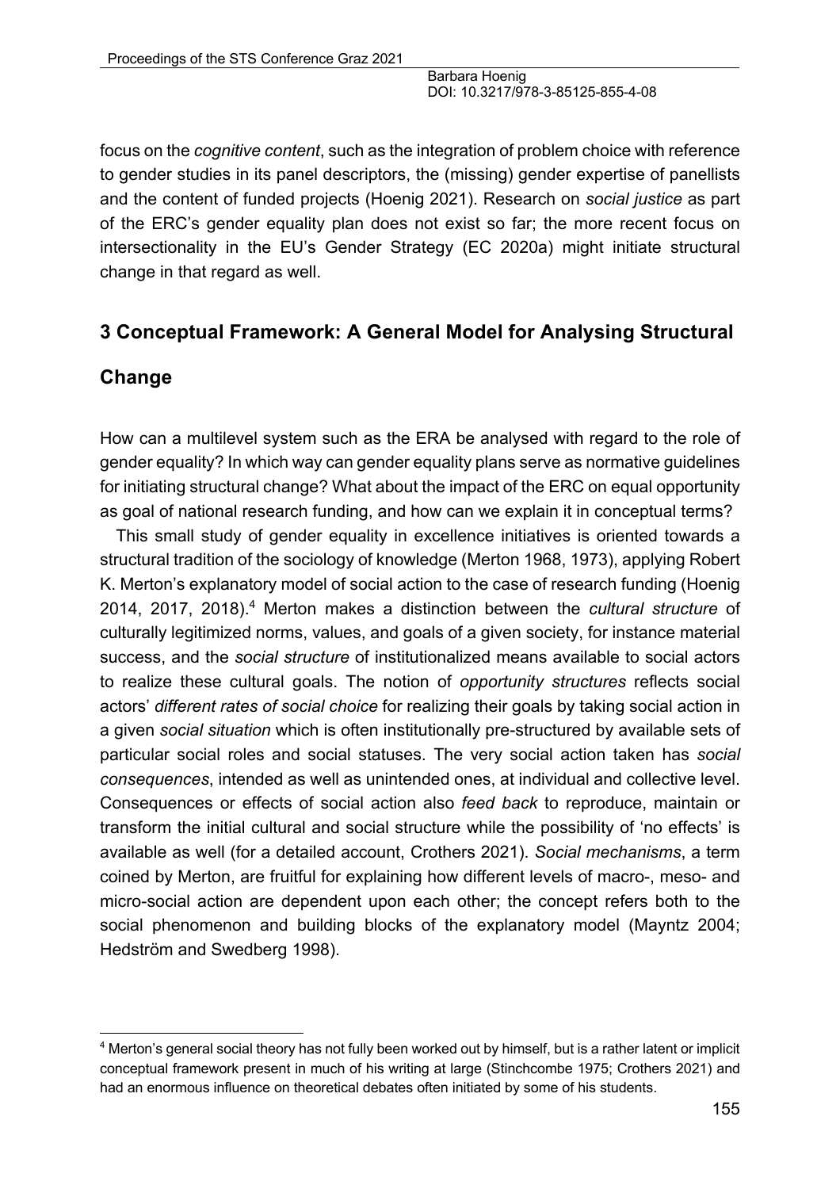focus on the *cognitive content*, such as the integration of problem choice with reference to gender studies in its panel descriptors, the (missing) gender expertise of panellists and the content of funded projects (Hoenig 2021). Research on *social justice* as part of the ERC's gender equality plan does not exist so far; the more recent focus on intersectionality in the EU's Gender Strategy (EC 2020a) might initiate structural change in that regard as well.

## 3 Conceptual Framework: A General Model for Analysing Structural Change

How can a multilevel system such as the ERA be analysed with regard to the role of gender equality? In which way can gender equality plans serve as normative guidelines for initiating structural change? What about the impact of the ERC on equal opportunity as goal of national research funding, and how can we explain it in conceptual terms?

This small study of gender equality in excellence initiatives is oriented towards a structural tradition of the sociology of knowledge (Merton 1968, 1973), applying Robert K. Merton's explanatory model of social action to the case of research funding (Hoenig 2014, 2017, 2018).[4] Merton makes a distinction between the *cultural structure* of culturally legitimized norms, values, and goals of a given society, for instance material success, and the *social structure* of institutionalized means available to social actors to realize these cultural goals. The notion of *opportunity structures* reflects social actors' *different rates of social choice* for realizing their goals by taking social action in a given *social situation* which is often institutionally pre-structured by available sets of particular social roles and social statuses. The very social action taken has *social consequences*, intended as well as unintended ones, at individual and collective level. Consequences or effects of social action also *feed back* to reproduce, maintain or transform the initial cultural and social structure while the possibility of 'no effects' is available as well (for a detailed account, Crothers 2021). *Social mechanisms*, a term coined by Merton, are fruitful for explaining how different levels of macro-, meso- and micro-social action are dependent upon each other; the concept refers both to the social phenomenon and building blocks of the explanatory model (Mayntz 2004; Hedström and Swedberg 1998).

---

[4] Merton's general social theory has not fully been worked out by himself, but is a rather latent or implicit conceptual framework present in much of his writing at large (Stinchcombe 1975; Crothers 2021) and had an enormous influence on theoretical debates often initiated by some of his students.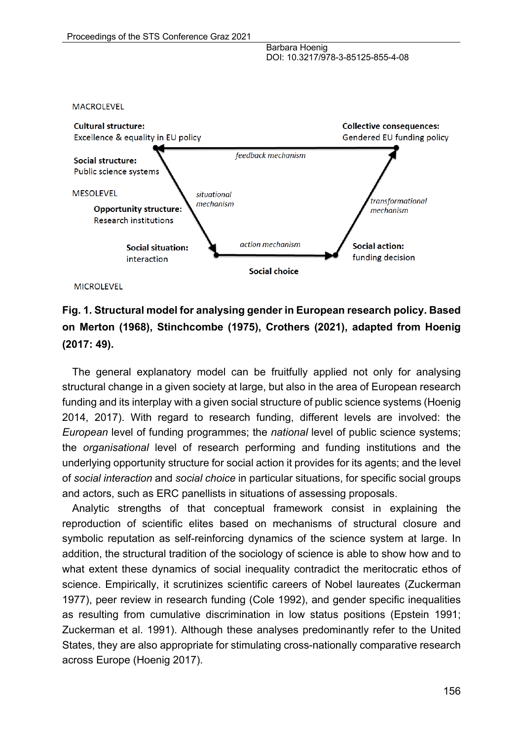MACROLEVEL

**Cultural structure:**
Excellence & equality in EU policy

**Collective consequences:**
Gendered EU funding policy

*feedback mechanism*

**Social structure:**
Public science systems

MESOLEVEL

*situational mechanism*

*transformational mechanism*

**Opportunity structure:**
Research institutions

**Social situation:**
interaction

*action mechanism*

**Social action:**
funding decision

**Social choice**

MICROLEVEL

**Fig. 1. Structural model for analysing gender in European research policy. Based on Merton (1968), Stinchcombe (1975), Crothers (2021), adapted from Hoenig (2017: 49).**

The general explanatory model can be fruitfully applied not only for analysing structural change in a given society at large, but also in the area of European research funding and its interplay with a given social structure of public science systems (Hoenig 2014, 2017). With regard to research funding, different levels are involved: the *European* level of funding programmes; the *national* level of public science systems; the *organisational* level of research performing and funding institutions and the underlying opportunity structure for social action it provides for its agents; and the level of *social interaction* and *social choice* in particular situations, for specific social groups and actors, such as ERC panellists in situations of assessing proposals.

Analytic strengths of that conceptual framework consist in explaining the reproduction of scientific elites based on mechanisms of structural closure and symbolic reputation as self-reinforcing dynamics of the science system at large. In addition, the structural tradition of the sociology of science is able to show how and to what extent these dynamics of social inequality contradict the meritocratic ethos of science. Empirically, it scrutinizes scientific careers of Nobel laureates (Zuckerman 1977), peer review in research funding (Cole 1992), and gender specific inequalities as resulting from cumulative discrimination in low status positions (Epstein 1991; Zuckerman et al. 1991). Although these analyses predominantly refer to the United States, they are also appropriate for stimulating cross-nationally comparative research across Europe (Hoenig 2017).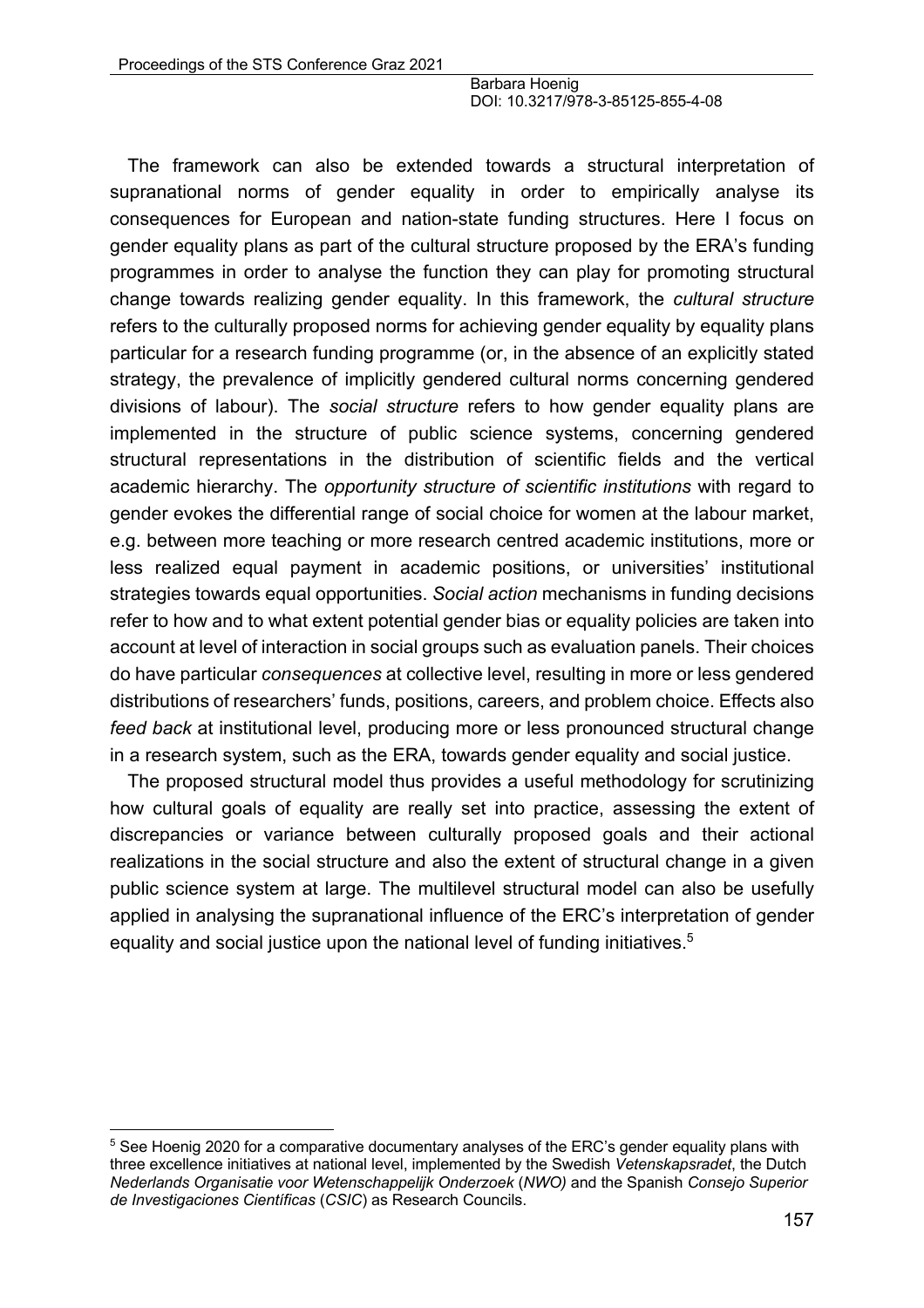The framework can also be extended towards a structural interpretation of supranational norms of gender equality in order to empirically analyse its consequences for European and nation-state funding structures. Here I focus on gender equality plans as part of the cultural structure proposed by the ERA's funding programmes in order to analyse the function they can play for promoting structural change towards realizing gender equality. In this framework, the *cultural structure* refers to the culturally proposed norms for achieving gender equality by equality plans particular for a research funding programme (or, in the absence of an explicitly stated strategy, the prevalence of implicitly gendered cultural norms concerning gendered divisions of labour). The *social structure* refers to how gender equality plans are implemented in the structure of public science systems, concerning gendered structural representations in the distribution of scientific fields and the vertical academic hierarchy. The *opportunity structure of scientific institutions* with regard to gender evokes the differential range of social choice for women at the labour market, e.g. between more teaching or more research centred academic institutions, more or less realized equal payment in academic positions, or universities' institutional strategies towards equal opportunities. *Social action* mechanisms in funding decisions refer to how and to what extent potential gender bias or equality policies are taken into account at level of interaction in social groups such as evaluation panels. Their choices do have particular *consequences* at collective level, resulting in more or less gendered distributions of researchers' funds, positions, careers, and problem choice. Effects also *feed back* at institutional level, producing more or less pronounced structural change in a research system, such as the ERA, towards gender equality and social justice.

The proposed structural model thus provides a useful methodology for scrutinizing how cultural goals of equality are really set into practice, assessing the extent of discrepancies or variance between culturally proposed goals and their actional realizations in the social structure and also the extent of structural change in a given public science system at large. The multilevel structural model can also be usefully applied in analysing the supranational influence of the ERC's interpretation of gender equality and social justice upon the national level of funding initiatives.[5]

[5] See Hoenig 2020 for a comparative documentary analyses of the ERC's gender equality plans with three excellence initiatives at national level, implemented by the Swedish *Vetenskapsradet*, the Dutch *Nederlands Organisatie voor Wetenschappelijk Onderzoek* (*NWO)* and the Spanish *Consejo Superior de Investigaciones Científicas* (*CSIC*) as Research Councils.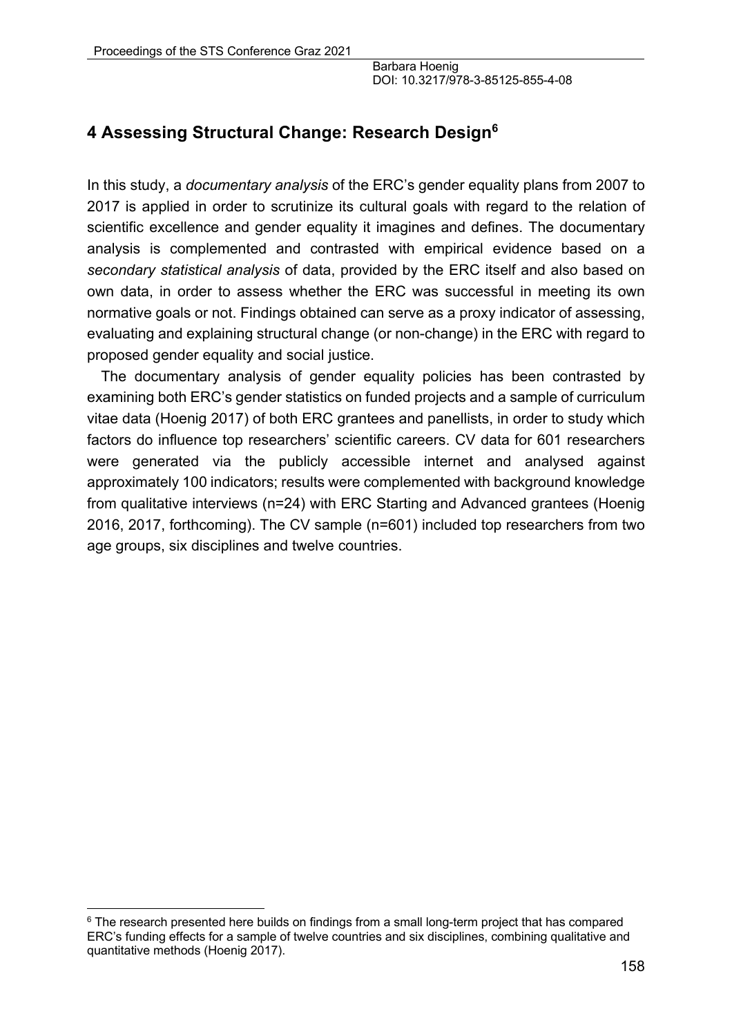## 4 Assessing Structural Change: Research Design[6]

In this study, a *documentary analysis* of the ERC's gender equality plans from 2007 to 2017 is applied in order to scrutinize its cultural goals with regard to the relation of scientific excellence and gender equality it imagines and defines. The documentary analysis is complemented and contrasted with empirical evidence based on a *secondary statistical analysis* of data, provided by the ERC itself and also based on own data, in order to assess whether the ERC was successful in meeting its own normative goals or not. Findings obtained can serve as a proxy indicator of assessing, evaluating and explaining structural change (or non-change) in the ERC with regard to proposed gender equality and social justice.

The documentary analysis of gender equality policies has been contrasted by examining both ERC's gender statistics on funded projects and a sample of curriculum vitae data (Hoenig 2017) of both ERC grantees and panellists, in order to study which factors do influence top researchers' scientific careers. CV data for 601 researchers were generated via the publicly accessible internet and analysed against approximately 100 indicators; results were complemented with background knowledge from qualitative interviews (n=24) with ERC Starting and Advanced grantees (Hoenig 2016, 2017, forthcoming). The CV sample (n=601) included top researchers from two age groups, six disciplines and twelve countries.

[6] The research presented here builds on findings from a small long-term project that has compared ERC's funding effects for a sample of twelve countries and six disciplines, combining qualitative and quantitative methods (Hoenig 2017).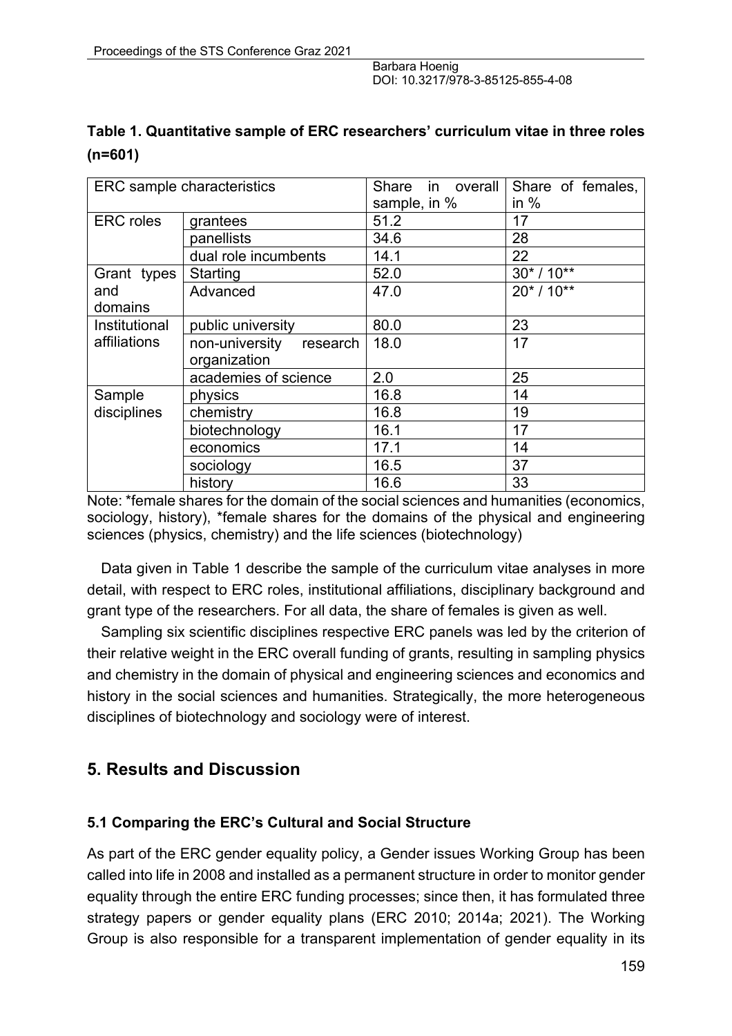**Table 1. Quantitative sample of ERC researchers' curriculum vitae in three roles (n=601)**

| ERC sample characteristics | | Share in overall sample, in % | Share of females, in % |
|---|---|---|---|
| ERC roles | grantees | 51.2 | 17 |
| | panellists | 34.6 | 28 |
| | dual role incumbents | 14.1 | 22 |
| Grant types and domains | Starting | 52.0 | 30* / 10** |
| | Advanced | 47.0 | 20* / 10** |
| Institutional affiliations | public university | 80.0 | 23 |
| | non-university research organization | 18.0 | 17 |
| | academies of science | 2.0 | 25 |
| Sample disciplines | physics | 16.8 | 14 |
| | chemistry | 16.8 | 19 |
| | biotechnology | 16.1 | 17 |
| | economics | 17.1 | 14 |
| | sociology | 16.5 | 37 |
| | history | 16.6 | 33 |

Note: *female shares for the domain of the social sciences and humanities (economics, sociology, history), *female shares for the domains of the physical and engineering sciences (physics, chemistry) and the life sciences (biotechnology)

Data given in Table 1 describe the sample of the curriculum vitae analyses in more detail, with respect to ERC roles, institutional affiliations, disciplinary background and grant type of the researchers. For all data, the share of females is given as well.

Sampling six scientific disciplines respective ERC panels was led by the criterion of their relative weight in the ERC overall funding of grants, resulting in sampling physics and chemistry in the domain of physical and engineering sciences and economics and history in the social sciences and humanities. Strategically, the more heterogeneous disciplines of biotechnology and sociology were of interest.

## 5. Results and Discussion

### 5.1 Comparing the ERC's Cultural and Social Structure

As part of the ERC gender equality policy, a Gender issues Working Group has been called into life in 2008 and installed as a permanent structure in order to monitor gender equality through the entire ERC funding processes; since then, it has formulated three strategy papers or gender equality plans (ERC 2010; 2014a; 2021). The Working Group is also responsible for a transparent implementation of gender equality in its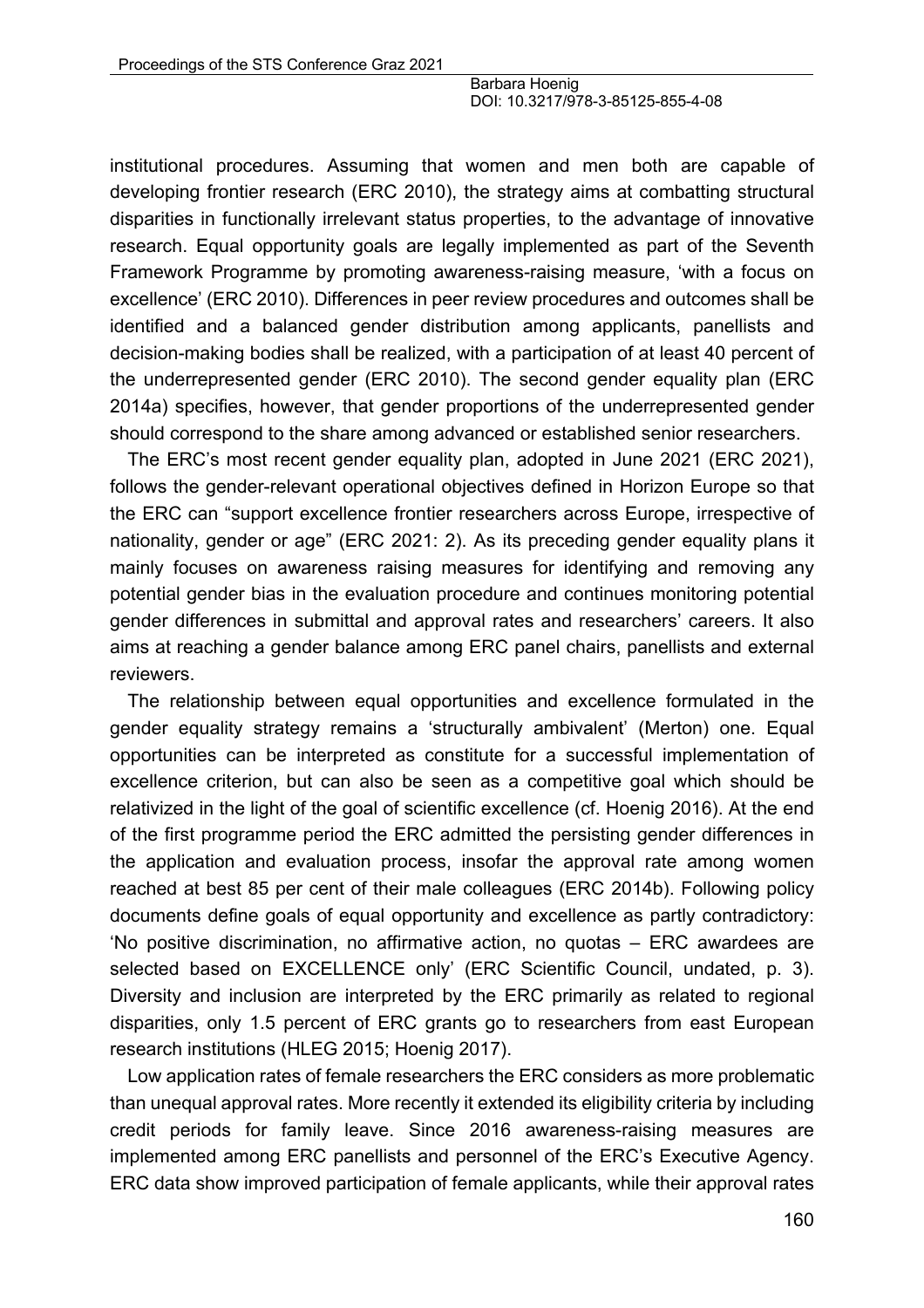institutional procedures. Assuming that women and men both are capable of developing frontier research (ERC 2010), the strategy aims at combatting structural disparities in functionally irrelevant status properties, to the advantage of innovative research. Equal opportunity goals are legally implemented as part of the Seventh Framework Programme by promoting awareness-raising measure, 'with a focus on excellence' (ERC 2010). Differences in peer review procedures and outcomes shall be identified and a balanced gender distribution among applicants, panellists and decision-making bodies shall be realized, with a participation of at least 40 percent of the underrepresented gender (ERC 2010). The second gender equality plan (ERC 2014a) specifies, however, that gender proportions of the underrepresented gender should correspond to the share among advanced or established senior researchers.

The ERC's most recent gender equality plan, adopted in June 2021 (ERC 2021), follows the gender-relevant operational objectives defined in Horizon Europe so that the ERC can "support excellence frontier researchers across Europe, irrespective of nationality, gender or age" (ERC 2021: 2). As its preceding gender equality plans it mainly focuses on awareness raising measures for identifying and removing any potential gender bias in the evaluation procedure and continues monitoring potential gender differences in submittal and approval rates and researchers' careers. It also aims at reaching a gender balance among ERC panel chairs, panellists and external reviewers.

The relationship between equal opportunities and excellence formulated in the gender equality strategy remains a 'structurally ambivalent' (Merton) one. Equal opportunities can be interpreted as constitute for a successful implementation of excellence criterion, but can also be seen as a competitive goal which should be relativized in the light of the goal of scientific excellence (cf. Hoenig 2016). At the end of the first programme period the ERC admitted the persisting gender differences in the application and evaluation process, insofar the approval rate among women reached at best 85 per cent of their male colleagues (ERC 2014b). Following policy documents define goals of equal opportunity and excellence as partly contradictory: 'No positive discrimination, no affirmative action, no quotas – ERC awardees are selected based on EXCELLENCE only' (ERC Scientific Council, undated, p. 3). Diversity and inclusion are interpreted by the ERC primarily as related to regional disparities, only 1.5 percent of ERC grants go to researchers from east European research institutions (HLEG 2015; Hoenig 2017).

Low application rates of female researchers the ERC considers as more problematic than unequal approval rates. More recently it extended its eligibility criteria by including credit periods for family leave. Since 2016 awareness-raising measures are implemented among ERC panellists and personnel of the ERC's Executive Agency. ERC data show improved participation of female applicants, while their approval rates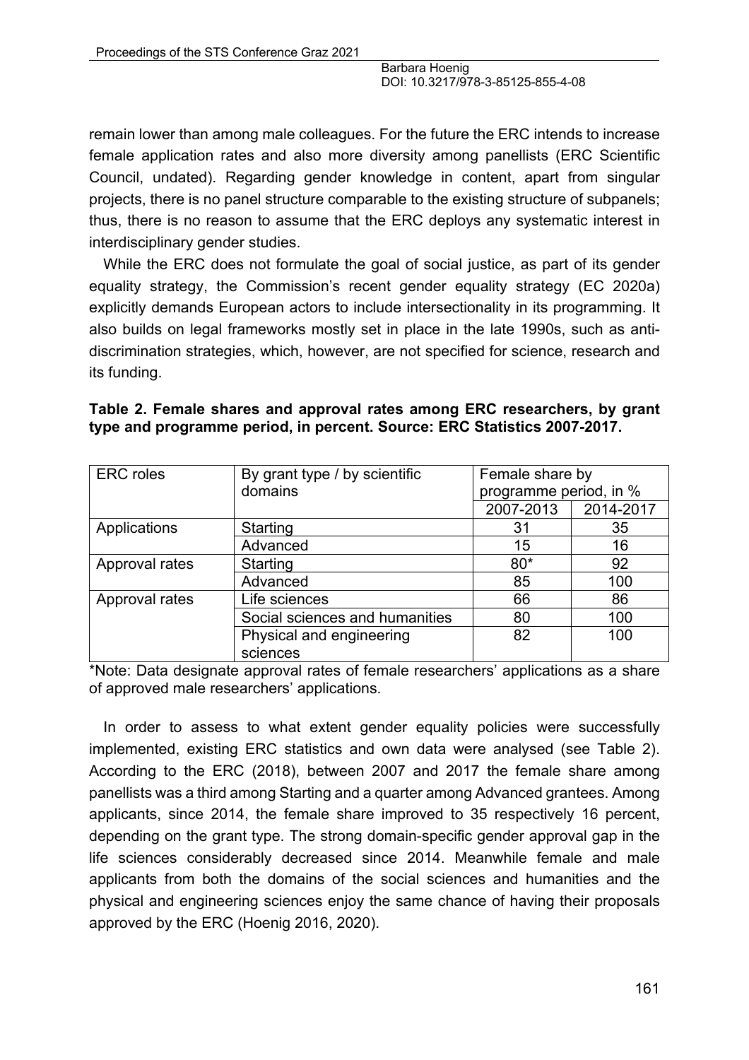remain lower than among male colleagues. For the future the ERC intends to increase female application rates and also more diversity among panellists (ERC Scientific Council, undated). Regarding gender knowledge in content, apart from singular projects, there is no panel structure comparable to the existing structure of subpanels; thus, there is no reason to assume that the ERC deploys any systematic interest in interdisciplinary gender studies.

While the ERC does not formulate the goal of social justice, as part of its gender equality strategy, the Commission's recent gender equality strategy (EC 2020a) explicitly demands European actors to include intersectionality in its programming. It also builds on legal frameworks mostly set in place in the late 1990s, such as anti-discrimination strategies, which, however, are not specified for science, research and its funding.

**Table 2. Female shares and approval rates among ERC researchers, by grant type and programme period, in percent. Source: ERC Statistics 2007-2017.**

| ERC roles | By grant type / by scientific domains | Female share by programme period, in % | |
|---|---|---|---|
| | | 2007-2013 | 2014-2017 |
| Applications | Starting | 31 | 35 |
| | Advanced | 15 | 16 |
| Approval rates | Starting | 80* | 92 |
| | Advanced | 85 | 100 |
| Approval rates | Life sciences | 66 | 86 |
| | Social sciences and humanities | 80 | 100 |
| | Physical and engineering sciences | 82 | 100 |

*Note: Data designate approval rates of female researchers' applications as a share of approved male researchers' applications.

In order to assess to what extent gender equality policies were successfully implemented, existing ERC statistics and own data were analysed (see Table 2). According to the ERC (2018), between 2007 and 2017 the female share among panellists was a third among Starting and a quarter among Advanced grantees. Among applicants, since 2014, the female share improved to 35 respectively 16 percent, depending on the grant type. The strong domain-specific gender approval gap in the life sciences considerably decreased since 2014. Meanwhile female and male applicants from both the domains of the social sciences and humanities and the physical and engineering sciences enjoy the same chance of having their proposals approved by the ERC (Hoenig 2016, 2020).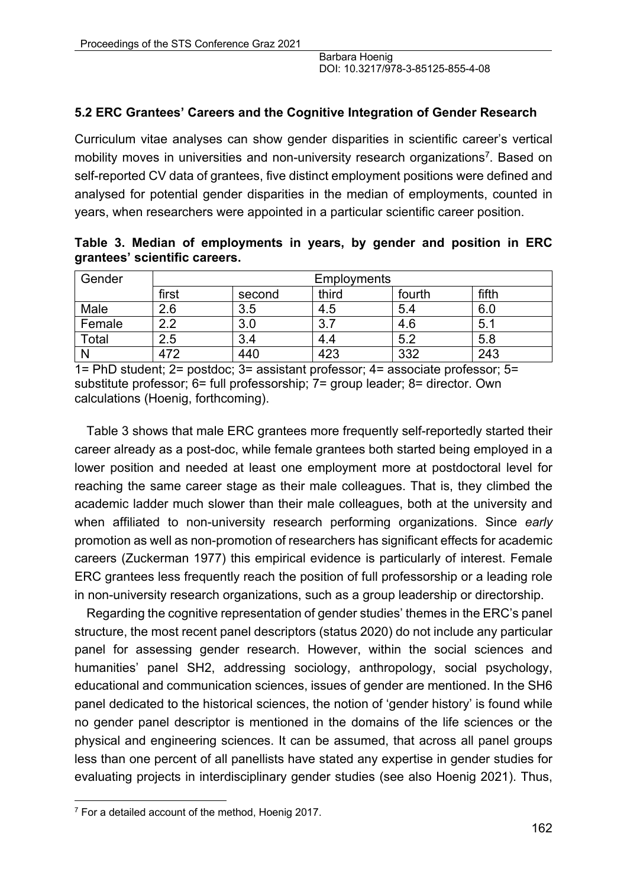## 5.2 ERC Grantees' Careers and the Cognitive Integration of Gender Research

Curriculum vitae analyses can show gender disparities in scientific career's vertical mobility moves in universities and non-university research organizations[7]. Based on self-reported CV data of grantees, five distinct employment positions were defined and analysed for potential gender disparities in the median of employments, counted in years, when researchers were appointed in a particular scientific career position.

**Table 3. Median of employments in years, by gender and position in ERC grantees' scientific careers.**

| Gender | Employments | | | | |
|---|---|---|---|---|---|
| | first | second | third | fourth | fifth |
| Male | 2.6 | 3.5 | 4.5 | 5.4 | 6.0 |
| Female | 2.2 | 3.0 | 3.7 | 4.6 | 5.1 |
| Total | 2.5 | 3.4 | 4.4 | 5.2 | 5.8 |
| N | 472 | 440 | 423 | 332 | 243 |

1= PhD student; 2= postdoc; 3= assistant professor; 4= associate professor; 5= substitute professor; 6= full professorship; 7= group leader; 8= director. Own calculations (Hoenig, forthcoming).

Table 3 shows that male ERC grantees more frequently self-reportedly started their career already as a post-doc, while female grantees both started being employed in a lower position and needed at least one employment more at postdoctoral level for reaching the same career stage as their male colleagues. That is, they climbed the academic ladder much slower than their male colleagues, both at the university and when affiliated to non-university research performing organizations. Since *early* promotion as well as non-promotion of researchers has significant effects for academic careers (Zuckerman 1977) this empirical evidence is particularly of interest. Female ERC grantees less frequently reach the position of full professorship or a leading role in non-university research organizations, such as a group leadership or directorship.

Regarding the cognitive representation of gender studies' themes in the ERC's panel structure, the most recent panel descriptors (status 2020) do not include any particular panel for assessing gender research. However, within the social sciences and humanities' panel SH2, addressing sociology, anthropology, social psychology, educational and communication sciences, issues of gender are mentioned. In the SH6 panel dedicated to the historical sciences, the notion of 'gender history' is found while no gender panel descriptor is mentioned in the domains of the life sciences or the physical and engineering sciences. It can be assumed, that across all panel groups less than one percent of all panellists have stated any expertise in gender studies for evaluating projects in interdisciplinary gender studies (see also Hoenig 2021). Thus,

[7] For a detailed account of the method, Hoenig 2017.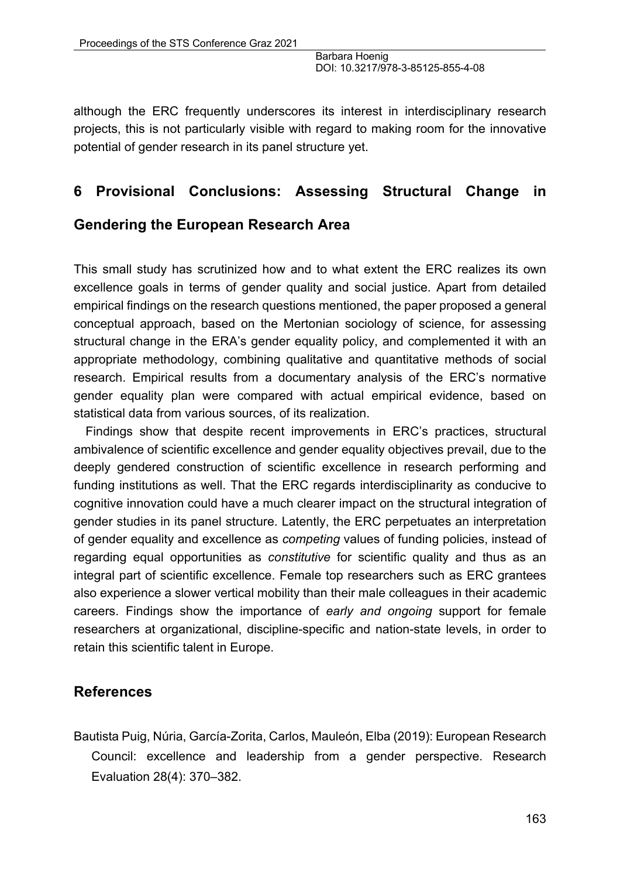although the ERC frequently underscores its interest in interdisciplinary research projects, this is not particularly visible with regard to making room for the innovative potential of gender research in its panel structure yet.

## 6 Provisional Conclusions: Assessing Structural Change in Gendering the European Research Area

This small study has scrutinized how and to what extent the ERC realizes its own excellence goals in terms of gender quality and social justice. Apart from detailed empirical findings on the research questions mentioned, the paper proposed a general conceptual approach, based on the Mertonian sociology of science, for assessing structural change in the ERA's gender equality policy, and complemented it with an appropriate methodology, combining qualitative and quantitative methods of social research. Empirical results from a documentary analysis of the ERC's normative gender equality plan were compared with actual empirical evidence, based on statistical data from various sources, of its realization.

Findings show that despite recent improvements in ERC's practices, structural ambivalence of scientific excellence and gender equality objectives prevail, due to the deeply gendered construction of scientific excellence in research performing and funding institutions as well. That the ERC regards interdisciplinarity as conducive to cognitive innovation could have a much clearer impact on the structural integration of gender studies in its panel structure. Latently, the ERC perpetuates an interpretation of gender equality and excellence as *competing* values of funding policies, instead of regarding equal opportunities as *constitutive* for scientific quality and thus as an integral part of scientific excellence. Female top researchers such as ERC grantees also experience a slower vertical mobility than their male colleagues in their academic careers. Findings show the importance of *early and ongoing* support for female researchers at organizational, discipline-specific and nation-state levels, in order to retain this scientific talent in Europe.

## References

Bautista Puig, Núria, García-Zorita, Carlos, Mauleón, Elba (2019): European Research Council: excellence and leadership from a gender perspective. Research Evaluation 28(4): 370–382.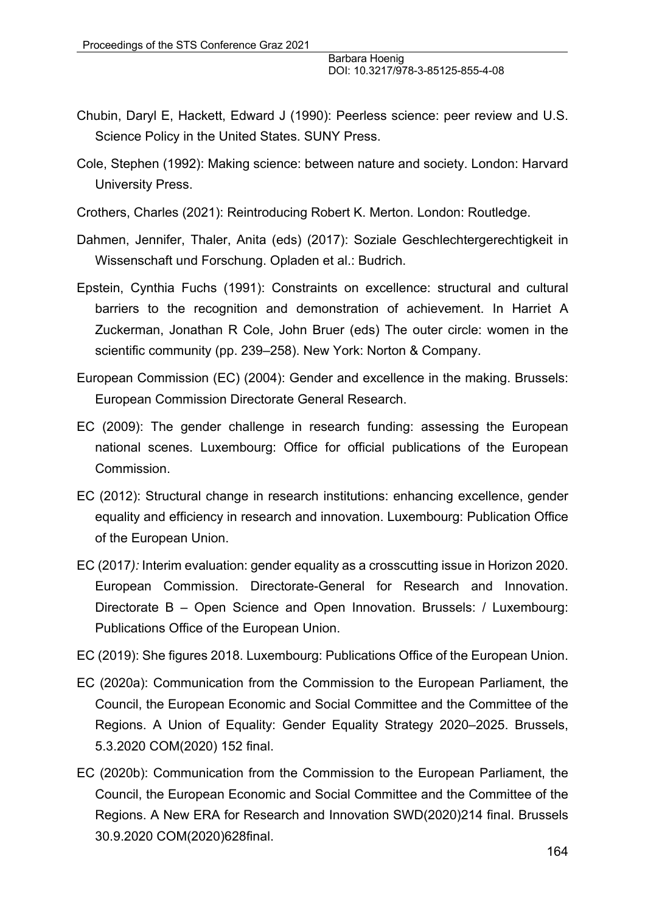Chubin, Daryl E, Hackett, Edward J (1990): Peerless science: peer review and U.S. Science Policy in the United States. SUNY Press.

Cole, Stephen (1992): Making science: between nature and society. London: Harvard University Press.

Crothers, Charles (2021): Reintroducing Robert K. Merton. London: Routledge.

Dahmen, Jennifer, Thaler, Anita (eds) (2017): Soziale Geschlechtergerechtigkeit in Wissenschaft und Forschung. Opladen et al.: Budrich.

Epstein, Cynthia Fuchs (1991): Constraints on excellence: structural and cultural barriers to the recognition and demonstration of achievement. In Harriet A Zuckerman, Jonathan R Cole, John Bruer (eds) The outer circle: women in the scientific community (pp. 239–258). New York: Norton & Company.

European Commission (EC) (2004): Gender and excellence in the making. Brussels: European Commission Directorate General Research.

EC (2009): The gender challenge in research funding: assessing the European national scenes. Luxembourg: Office for official publications of the European Commission.

EC (2012): Structural change in research institutions: enhancing excellence, gender equality and efficiency in research and innovation. Luxembourg: Publication Office of the European Union.

EC (2017*):* Interim evaluation: gender equality as a crosscutting issue in Horizon 2020. European Commission. Directorate-General for Research and Innovation. Directorate B – Open Science and Open Innovation. Brussels: / Luxembourg: Publications Office of the European Union.

EC (2019): She figures 2018. Luxembourg: Publications Office of the European Union.

EC (2020a): Communication from the Commission to the European Parliament, the Council, the European Economic and Social Committee and the Committee of the Regions. A Union of Equality: Gender Equality Strategy 2020–2025. Brussels, 5.3.2020 COM(2020) 152 final.

EC (2020b): Communication from the Commission to the European Parliament, the Council, the European Economic and Social Committee and the Committee of the Regions. A New ERA for Research and Innovation SWD(2020)214 final. Brussels 30.9.2020 COM(2020)628final.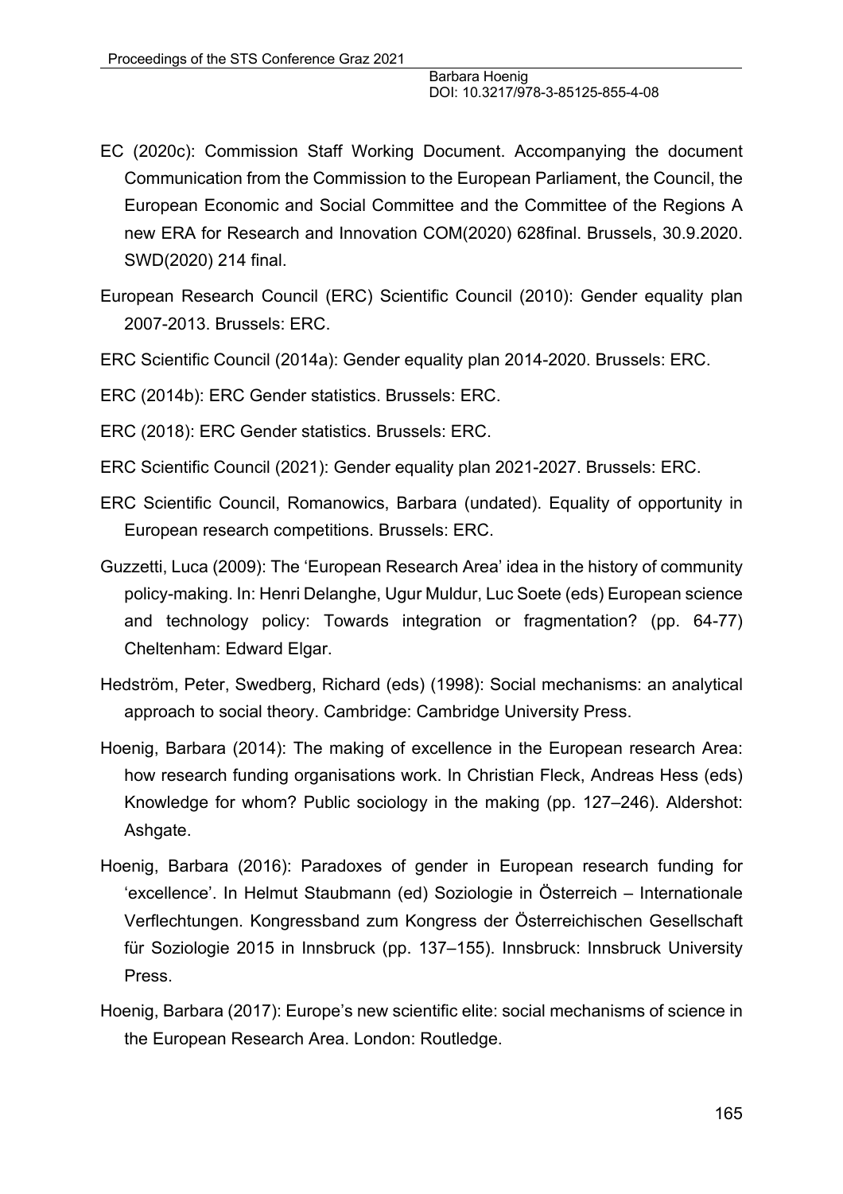EC (2020c): Commission Staff Working Document. Accompanying the document Communication from the Commission to the European Parliament, the Council, the European Economic and Social Committee and the Committee of the Regions A new ERA for Research and Innovation COM(2020) 628final. Brussels, 30.9.2020. SWD(2020) 214 final.

European Research Council (ERC) Scientific Council (2010): Gender equality plan 2007-2013. Brussels: ERC.

ERC Scientific Council (2014a): Gender equality plan 2014-2020. Brussels: ERC.

ERC (2014b): ERC Gender statistics. Brussels: ERC.

ERC (2018): ERC Gender statistics. Brussels: ERC.

ERC Scientific Council (2021): Gender equality plan 2021-2027. Brussels: ERC.

ERC Scientific Council, Romanowics, Barbara (undated). Equality of opportunity in European research competitions. Brussels: ERC.

Guzzetti, Luca (2009): The 'European Research Area' idea in the history of community policy-making. In: Henri Delanghe, Ugur Muldur, Luc Soete (eds) European science and technology policy: Towards integration or fragmentation? (pp. 64-77) Cheltenham: Edward Elgar.

Hedström, Peter, Swedberg, Richard (eds) (1998): Social mechanisms: an analytical approach to social theory. Cambridge: Cambridge University Press.

Hoenig, Barbara (2014): The making of excellence in the European research Area: how research funding organisations work. In Christian Fleck, Andreas Hess (eds) Knowledge for whom? Public sociology in the making (pp. 127–246). Aldershot: Ashgate.

Hoenig, Barbara (2016): Paradoxes of gender in European research funding for 'excellence'. In Helmut Staubmann (ed) Soziologie in Österreich – Internationale Verflechtungen. Kongressband zum Kongress der Österreichischen Gesellschaft für Soziologie 2015 in Innsbruck (pp. 137–155). Innsbruck: Innsbruck University Press.

Hoenig, Barbara (2017): Europe's new scientific elite: social mechanisms of science in the European Research Area. London: Routledge.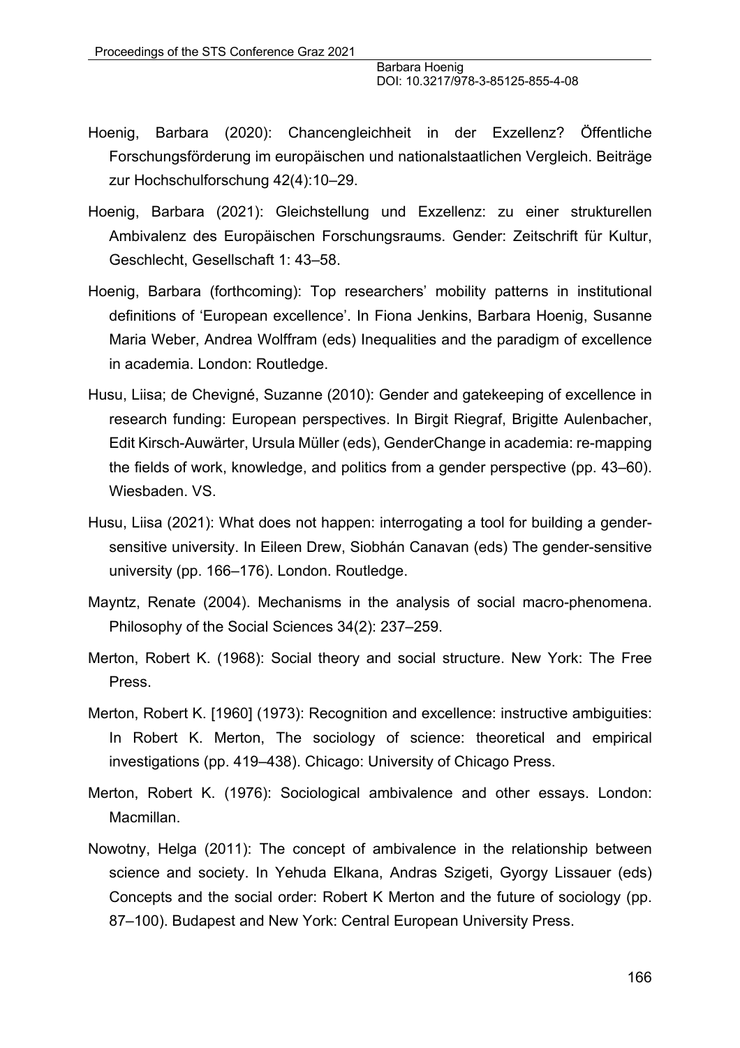Hoenig, Barbara (2020): Chancengleichheit in der Exzellenz? Öffentliche Forschungsförderung im europäischen und nationalstaatlichen Vergleich. Beiträge zur Hochschulforschung 42(4):10–29.

Hoenig, Barbara (2021): Gleichstellung und Exzellenz: zu einer strukturellen Ambivalenz des Europäischen Forschungsraums. Gender: Zeitschrift für Kultur, Geschlecht, Gesellschaft 1: 43–58.

Hoenig, Barbara (forthcoming): Top researchers' mobility patterns in institutional definitions of 'European excellence'. In Fiona Jenkins, Barbara Hoenig, Susanne Maria Weber, Andrea Wolffram (eds) Inequalities and the paradigm of excellence in academia. London: Routledge.

Husu, Liisa; de Chevigné, Suzanne (2010): Gender and gatekeeping of excellence in research funding: European perspectives. In Birgit Riegraf, Brigitte Aulenbacher, Edit Kirsch-Auwärter, Ursula Müller (eds), GenderChange in academia: re-mapping the fields of work, knowledge, and politics from a gender perspective (pp. 43–60). Wiesbaden. VS.

Husu, Liisa (2021): What does not happen: interrogating a tool for building a gender-sensitive university. In Eileen Drew, Siobhán Canavan (eds) The gender-sensitive university (pp. 166–176). London. Routledge.

Mayntz, Renate (2004). Mechanisms in the analysis of social macro-phenomena. Philosophy of the Social Sciences 34(2): 237–259.

Merton, Robert K. (1968): Social theory and social structure. New York: The Free Press.

Merton, Robert K. [1960] (1973): Recognition and excellence: instructive ambiguities: In Robert K. Merton, The sociology of science: theoretical and empirical investigations (pp. 419–438). Chicago: University of Chicago Press.

Merton, Robert K. (1976): Sociological ambivalence and other essays. London: Macmillan.

Nowotny, Helga (2011): The concept of ambivalence in the relationship between science and society. In Yehuda Elkana, Andras Szigeti, Gyorgy Lissauer (eds) Concepts and the social order: Robert K Merton and the future of sociology (pp. 87–100). Budapest and New York: Central European University Press.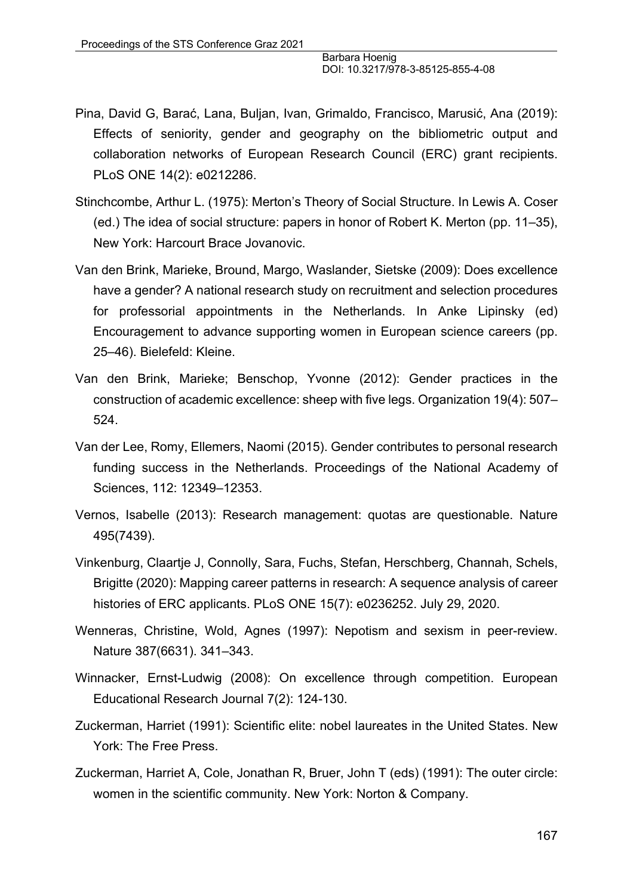Pina, David G, Barać, Lana, Buljan, Ivan, Grimaldo, Francisco, Marusić, Ana (2019): Effects of seniority, gender and geography on the bibliometric output and collaboration networks of European Research Council (ERC) grant recipients. PLoS ONE 14(2): e0212286.

Stinchcombe, Arthur L. (1975): Merton's Theory of Social Structure. In Lewis A. Coser (ed.) The idea of social structure: papers in honor of Robert K. Merton (pp. 11–35), New York: Harcourt Brace Jovanovic.

Van den Brink, Marieke, Bround, Margo, Waslander, Sietske (2009): Does excellence have a gender? A national research study on recruitment and selection procedures for professorial appointments in the Netherlands. In Anke Lipinsky (ed) Encouragement to advance supporting women in European science careers (pp. 25–46). Bielefeld: Kleine.

Van den Brink, Marieke; Benschop, Yvonne (2012): Gender practices in the construction of academic excellence: sheep with five legs. Organization 19(4): 507–524.

Van der Lee, Romy, Ellemers, Naomi (2015). Gender contributes to personal research funding success in the Netherlands. Proceedings of the National Academy of Sciences, 112: 12349–12353.

Vernos, Isabelle (2013): Research management: quotas are questionable. Nature 495(7439).

Vinkenburg, Claartje J, Connolly, Sara, Fuchs, Stefan, Herschberg, Channah, Schels, Brigitte (2020): Mapping career patterns in research: A sequence analysis of career histories of ERC applicants. PLoS ONE 15(7): e0236252. July 29, 2020.

Wenneras, Christine, Wold, Agnes (1997): Nepotism and sexism in peer-review. Nature 387(6631). 341–343.

Winnacker, Ernst-Ludwig (2008): On excellence through competition. European Educational Research Journal 7(2): 124-130.

Zuckerman, Harriet (1991): Scientific elite: nobel laureates in the United States. New York: The Free Press.

Zuckerman, Harriet A, Cole, Jonathan R, Bruer, John T (eds) (1991): The outer circle: women in the scientific community. New York: Norton & Company.